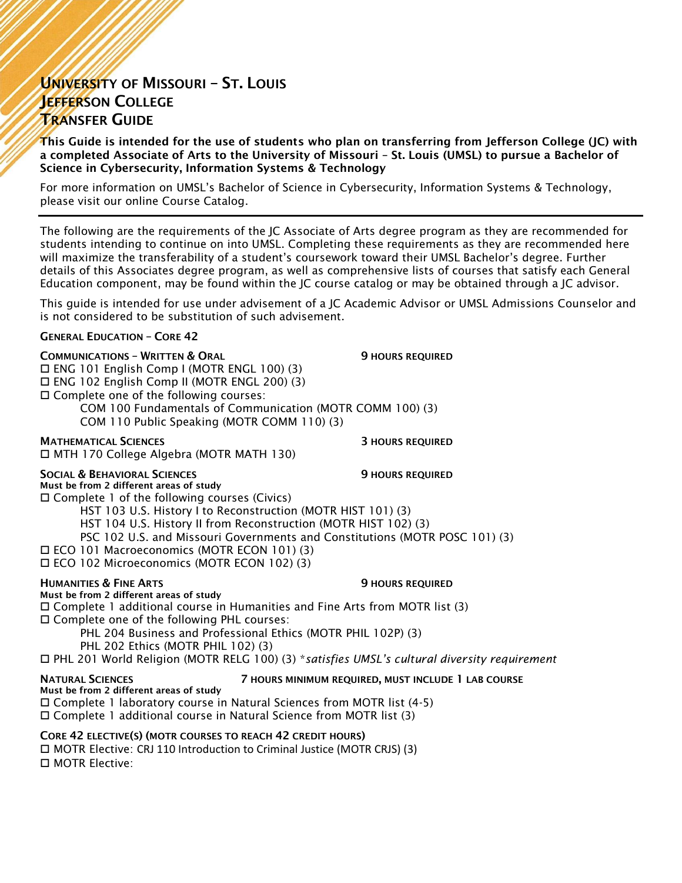# University of Missouri – St. Louis
# Jefferson College
# Transfer Guide

**This Guide is intended for the use of students who plan on transferring from Jefferson College (JC) with a completed Associate of Arts to the University of Missouri – St. Louis (UMSL) to pursue a Bachelor of Science in Cybersecurity, Information Systems & Technology**

For more information on UMSL's Bachelor of Science in Cybersecurity, Information Systems & Technology, please visit our online Course Catalog.

---

The following are the requirements of the JC Associate of Arts degree program as they are recommended for students intending to continue on into UMSL. Completing these requirements as they are recommended here will maximize the transferability of a student's coursework toward their UMSL Bachelor's degree. Further details of this Associates degree program, as well as comprehensive lists of courses that satisfy each General Education component, may be found within the JC course catalog or may be obtained through a JC advisor.

This guide is intended for use under advisement of a JC Academic Advisor or UMSL Admissions Counselor and is not considered to be substitution of such advisement.

## General Education – Core 42

### Communications – Written & Oral — 9 hours required

- ☐ ENG 101 English Comp I (MOTR ENGL 100) (3)
- ☐ ENG 102 English Comp II (MOTR ENGL 200) (3)
- ☐ Complete one of the following courses:
  - COM 100 Fundamentals of Communication (MOTR COMM 100) (3)
  - COM 110 Public Speaking (MOTR COMM 110) (3)

### Mathematical Sciences — 3 hours required

- ☐ MTH 170 College Algebra (MOTR MATH 130)

### Social & Behavioral Sciences — 9 hours required

**Must be from 2 different areas of study**

- ☐ Complete 1 of the following courses (Civics)
  - HST 103 U.S. History I to Reconstruction (MOTR HIST 101) (3)
  - HST 104 U.S. History II from Reconstruction (MOTR HIST 102) (3)
  - PSC 102 U.S. and Missouri Governments and Constitutions (MOTR POSC 101) (3)
- ☐ ECO 101 Macroeconomics (MOTR ECON 101) (3)
- ☐ ECO 102 Microeconomics (MOTR ECON 102) (3)

### Humanities & Fine Arts — 9 hours required

**Must be from 2 different areas of study**

- ☐ Complete 1 additional course in Humanities and Fine Arts from MOTR list (3)
- ☐ Complete one of the following PHL courses:
  - PHL 204 Business and Professional Ethics (MOTR PHIL 102P) (3)
  - PHL 202 Ethics (MOTR PHIL 102) (3)
- ☐ PHL 201 World Religion (MOTR RELG 100) (3) **satisfies UMSL's cultural diversity requirement*

### Natural Sciences — 7 hours minimum required, must include 1 lab course

**Must be from 2 different areas of study**

- ☐ Complete 1 laboratory course in Natural Sciences from MOTR list (4-5)
- ☐ Complete 1 additional course in Natural Science from MOTR list (3)

### Core 42 Elective(s) (MOTR courses to reach 42 credit hours)

- ☐ MOTR Elective: CRJ 110 Introduction to Criminal Justice (MOTR CRJS) (3)
- ☐ MOTR Elective: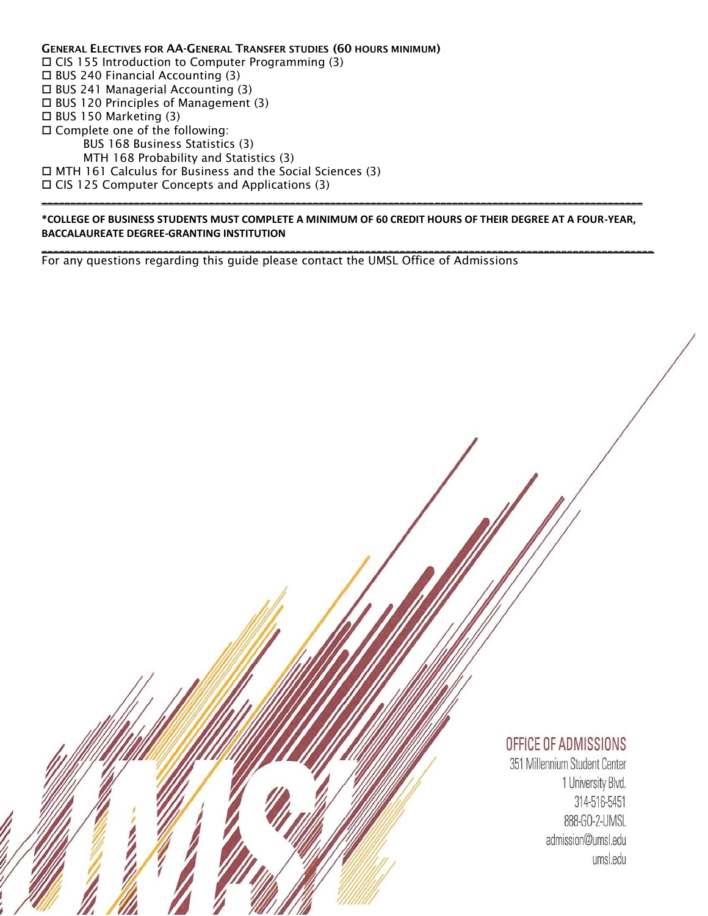### General Electives for AA-General Transfer studies (60 hours minimum)

- ☐ CIS 155 Introduction to Computer Programming (3)
- ☐ BUS 240 Financial Accounting (3)
- ☐ BUS 241 Managerial Accounting (3)
- ☐ BUS 120 Principles of Management (3)
- ☐ BUS 150 Marketing (3)
- ☐ Complete one of the following:
  - BUS 168 Business Statistics (3)
  - MTH 168 Probability and Statistics (3)
- ☐ MTH 161 Calculus for Business and the Social Sciences (3)
- ☐ CIS 125 Computer Concepts and Applications (3)

---

**\*COLLEGE OF BUSINESS STUDENTS MUST COMPLETE A MINIMUM OF 60 CREDIT HOURS OF THEIR DEGREE AT A FOUR-YEAR, BACCALAUREATE DEGREE-GRANTING INSTITUTION**

---

For any questions regarding this guide please contact the UMSL Office of Admissions

OFFICE OF ADMISSIONS
351 Millennium Student Center
1 University Blvd.
314-516-5451
888-GO-2-UMSL
admission@umsl.edu
umsl.edu